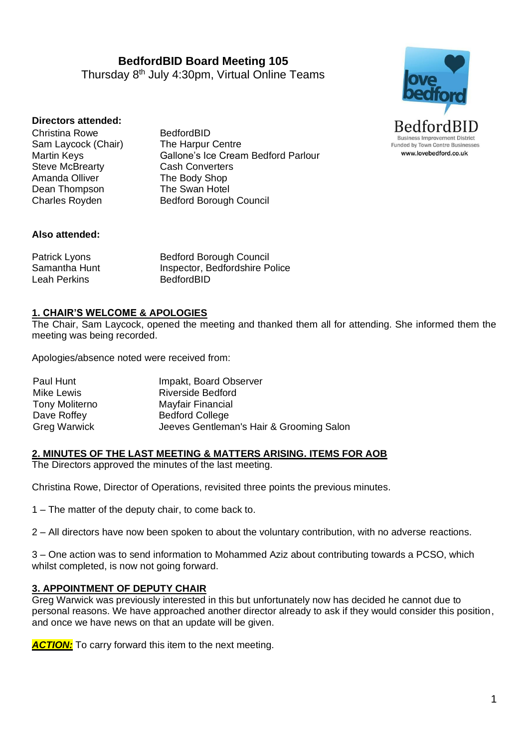# BedfordBID Board Meeting 105

Thursday 8th July 4:30pm, Virtual Online Teams

**Directors attended:**

| | |
|---|---|
| Christina Rowe | BedfordBID |
| Sam Laycock (Chair) | The Harpur Centre |
| Martin Keys | Gallone's Ice Cream Bedford Parlour |
| Steve McBrearty | Cash Converters |
| Amanda Olliver | The Body Shop |
| Dean Thompson | The Swan Hotel |
| Charles Royden | Bedford Borough Council |

**Also attended:**

| | |
|---|---|
| Patrick Lyons | Bedford Borough Council |
| Samantha Hunt | Inspector, Bedfordshire Police |
| Leah Perkins | BedfordBID |

## 1. CHAIR'S WELCOME & APOLOGIES

The Chair, Sam Laycock, opened the meeting and thanked them all for attending. She informed them the meeting was being recorded.

Apologies/absence noted were received from:

| | |
|---|---|
| Paul Hunt | Impakt, Board Observer |
| Mike Lewis | Riverside Bedford |
| Tony Moliterno | Mayfair Financial |
| Dave Roffey | Bedford College |
| Greg Warwick | Jeeves Gentleman's Hair & Grooming Salon |

## 2. MINUTES OF THE LAST MEETING & MATTERS ARISING. ITEMS FOR AOB

The Directors approved the minutes of the last meeting.

Christina Rowe, Director of Operations, revisited three points the previous minutes.

1 – The matter of the deputy chair, to come back to.

2 – All directors have now been spoken to about the voluntary contribution, with no adverse reactions.

3 – One action was to send information to Mohammed Aziz about contributing towards a PCSO, which whilst completed, is now not going forward.

## 3. APPOINTMENT OF DEPUTY CHAIR

Greg Warwick was previously interested in this but unfortunately now has decided he cannot due to personal reasons. We have approached another director already to ask if they would consider this position, and once we have news on that an update will be given.

***ACTION:*** To carry forward this item to the next meeting.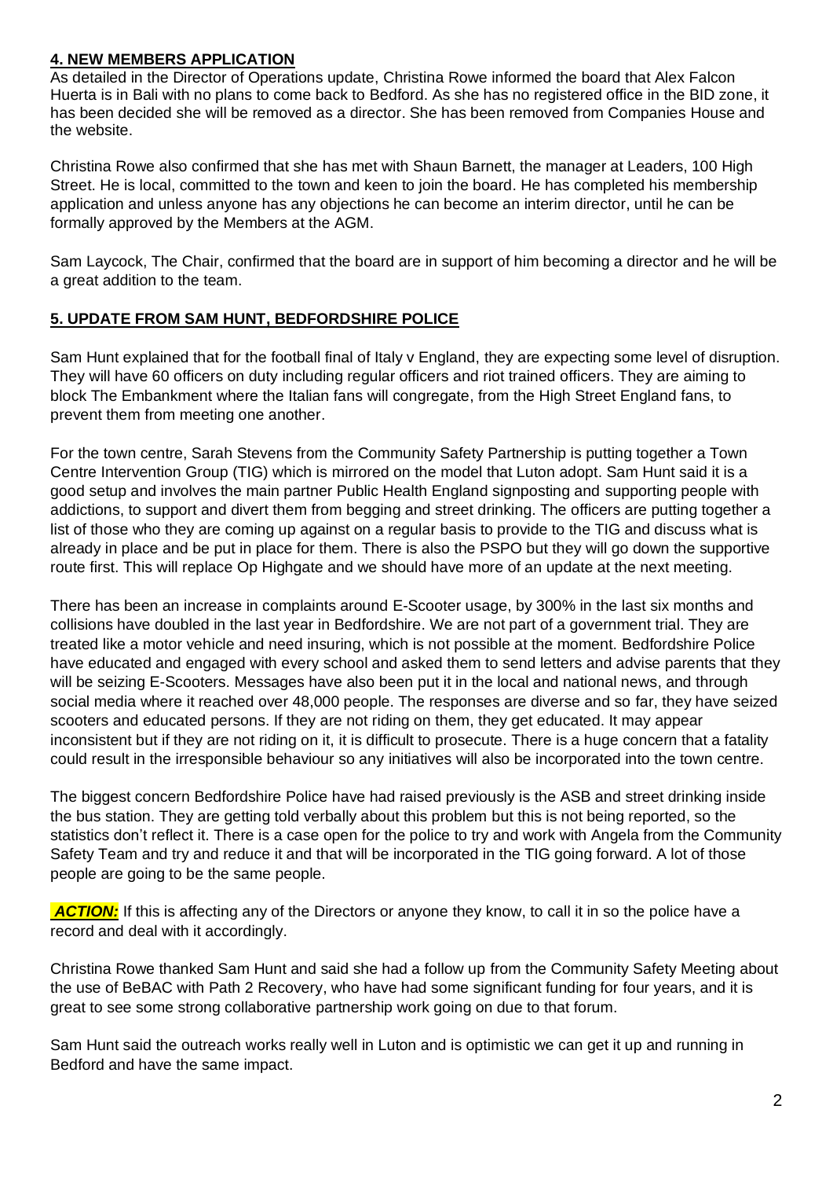**4. NEW MEMBERS APPLICATION**

As detailed in the Director of Operations update, Christina Rowe informed the board that Alex Falcon Huerta is in Bali with no plans to come back to Bedford. As she has no registered office in the BID zone, it has been decided she will be removed as a director. She has been removed from Companies House and the website.

Christina Rowe also confirmed that she has met with Shaun Barnett, the manager at Leaders, 100 High Street. He is local, committed to the town and keen to join the board. He has completed his membership application and unless anyone has any objections he can become an interim director, until he can be formally approved by the Members at the AGM.

Sam Laycock, The Chair, confirmed that the board are in support of him becoming a director and he will be a great addition to the team.

**5. UPDATE FROM SAM HUNT, BEDFORDSHIRE POLICE**

Sam Hunt explained that for the football final of Italy v England, they are expecting some level of disruption. They will have 60 officers on duty including regular officers and riot trained officers. They are aiming to block The Embankment where the Italian fans will congregate, from the High Street England fans, to prevent them from meeting one another.

For the town centre, Sarah Stevens from the Community Safety Partnership is putting together a Town Centre Intervention Group (TIG) which is mirrored on the model that Luton adopt. Sam Hunt said it is a good setup and involves the main partner Public Health England signposting and supporting people with addictions, to support and divert them from begging and street drinking. The officers are putting together a list of those who they are coming up against on a regular basis to provide to the TIG and discuss what is already in place and be put in place for them. There is also the PSPO but they will go down the supportive route first. This will replace Op Highgate and we should have more of an update at the next meeting.

There has been an increase in complaints around E-Scooter usage, by 300% in the last six months and collisions have doubled in the last year in Bedfordshire. We are not part of a government trial. They are treated like a motor vehicle and need insuring, which is not possible at the moment. Bedfordshire Police have educated and engaged with every school and asked them to send letters and advise parents that they will be seizing E-Scooters. Messages have also been put it in the local and national news, and through social media where it reached over 48,000 people. The responses are diverse and so far, they have seized scooters and educated persons. If they are not riding on them, they get educated. It may appear inconsistent but if they are not riding on it, it is difficult to prosecute. There is a huge concern that a fatality could result in the irresponsible behaviour so any initiatives will also be incorporated into the town centre.

The biggest concern Bedfordshire Police have had raised previously is the ASB and street drinking inside the bus station. They are getting told verbally about this problem but this is not being reported, so the statistics don't reflect it. There is a case open for the police to try and work with Angela from the Community Safety Team and try and reduce it and that will be incorporated in the TIG going forward. A lot of those people are going to be the same people.

***ACTION:*** If this is affecting any of the Directors or anyone they know, to call it in so the police have a record and deal with it accordingly.

Christina Rowe thanked Sam Hunt and said she had a follow up from the Community Safety Meeting about the use of BeBAC with Path 2 Recovery, who have had some significant funding for four years, and it is great to see some strong collaborative partnership work going on due to that forum.

Sam Hunt said the outreach works really well in Luton and is optimistic we can get it up and running in Bedford and have the same impact.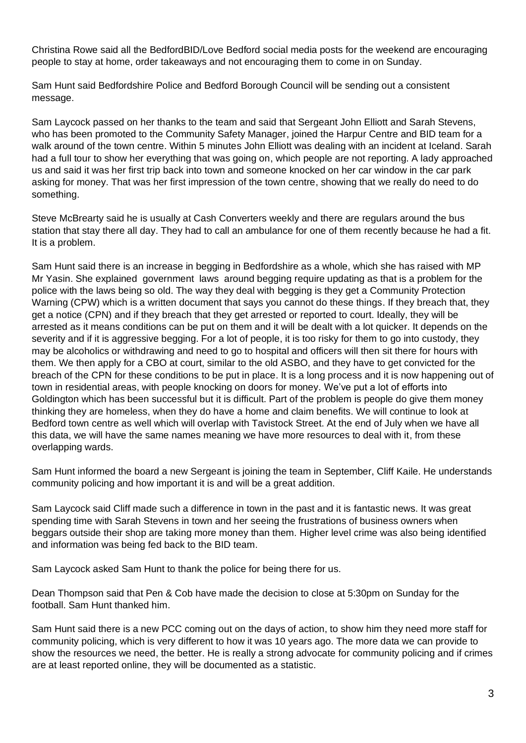Christina Rowe said all the BedfordBID/Love Bedford social media posts for the weekend are encouraging people to stay at home, order takeaways and not encouraging them to come in on Sunday.

Sam Hunt said Bedfordshire Police and Bedford Borough Council will be sending out a consistent message.

Sam Laycock passed on her thanks to the team and said that Sergeant John Elliott and Sarah Stevens, who has been promoted to the Community Safety Manager, joined the Harpur Centre and BID team for a walk around of the town centre. Within 5 minutes John Elliott was dealing with an incident at Iceland. Sarah had a full tour to show her everything that was going on, which people are not reporting. A lady approached us and said it was her first trip back into town and someone knocked on her car window in the car park asking for money. That was her first impression of the town centre, showing that we really do need to do something.

Steve McBrearty said he is usually at Cash Converters weekly and there are regulars around the bus station that stay there all day. They had to call an ambulance for one of them recently because he had a fit. It is a problem.

Sam Hunt said there is an increase in begging in Bedfordshire as a whole, which she has raised with MP Mr Yasin. She explained government laws around begging require updating as that is a problem for the police with the laws being so old. The way they deal with begging is they get a Community Protection Warning (CPW) which is a written document that says you cannot do these things. If they breach that, they get a notice (CPN) and if they breach that they get arrested or reported to court. Ideally, they will be arrested as it means conditions can be put on them and it will be dealt with a lot quicker. It depends on the severity and if it is aggressive begging. For a lot of people, it is too risky for them to go into custody, they may be alcoholics or withdrawing and need to go to hospital and officers will then sit there for hours with them. We then apply for a CBO at court, similar to the old ASBO, and they have to get convicted for the breach of the CPN for these conditions to be put in place. It is a long process and it is now happening out of town in residential areas, with people knocking on doors for money. We've put a lot of efforts into Goldington which has been successful but it is difficult. Part of the problem is people do give them money thinking they are homeless, when they do have a home and claim benefits. We will continue to look at Bedford town centre as well which will overlap with Tavistock Street. At the end of July when we have all this data, we will have the same names meaning we have more resources to deal with it, from these overlapping wards.

Sam Hunt informed the board a new Sergeant is joining the team in September, Cliff Kaile. He understands community policing and how important it is and will be a great addition.

Sam Laycock said Cliff made such a difference in town in the past and it is fantastic news. It was great spending time with Sarah Stevens in town and her seeing the frustrations of business owners when beggars outside their shop are taking more money than them. Higher level crime was also being identified and information was being fed back to the BID team.

Sam Laycock asked Sam Hunt to thank the police for being there for us.

Dean Thompson said that Pen & Cob have made the decision to close at 5:30pm on Sunday for the football. Sam Hunt thanked him.

Sam Hunt said there is a new PCC coming out on the days of action, to show him they need more staff for community policing, which is very different to how it was 10 years ago. The more data we can provide to show the resources we need, the better. He is really a strong advocate for community policing and if crimes are at least reported online, they will be documented as a statistic.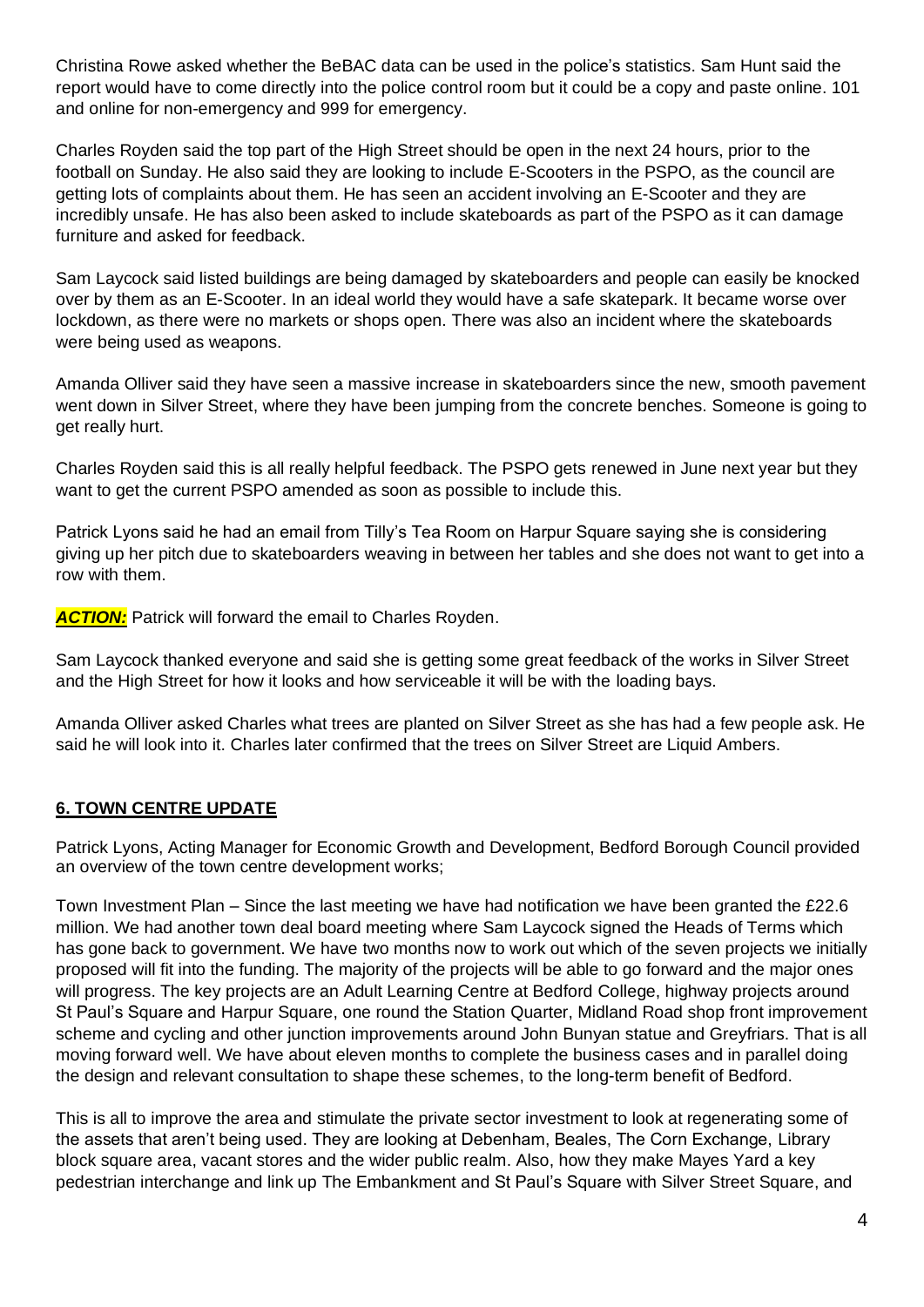Christina Rowe asked whether the BeBAC data can be used in the police's statistics. Sam Hunt said the report would have to come directly into the police control room but it could be a copy and paste online. 101 and online for non-emergency and 999 for emergency.

Charles Royden said the top part of the High Street should be open in the next 24 hours, prior to the football on Sunday. He also said they are looking to include E-Scooters in the PSPO, as the council are getting lots of complaints about them. He has seen an accident involving an E-Scooter and they are incredibly unsafe. He has also been asked to include skateboards as part of the PSPO as it can damage furniture and asked for feedback.

Sam Laycock said listed buildings are being damaged by skateboarders and people can easily be knocked over by them as an E-Scooter. In an ideal world they would have a safe skatepark. It became worse over lockdown, as there were no markets or shops open. There was also an incident where the skateboards were being used as weapons.

Amanda Olliver said they have seen a massive increase in skateboarders since the new, smooth pavement went down in Silver Street, where they have been jumping from the concrete benches. Someone is going to get really hurt.

Charles Royden said this is all really helpful feedback. The PSPO gets renewed in June next year but they want to get the current PSPO amended as soon as possible to include this.

Patrick Lyons said he had an email from Tilly's Tea Room on Harpur Square saying she is considering giving up her pitch due to skateboarders weaving in between her tables and she does not want to get into a row with them.

***ACTION:*** Patrick will forward the email to Charles Royden.

Sam Laycock thanked everyone and said she is getting some great feedback of the works in Silver Street and the High Street for how it looks and how serviceable it will be with the loading bays.

Amanda Olliver asked Charles what trees are planted on Silver Street as she has had a few people ask. He said he will look into it. Charles later confirmed that the trees on Silver Street are Liquid Ambers.

## 6. TOWN CENTRE UPDATE

Patrick Lyons, Acting Manager for Economic Growth and Development, Bedford Borough Council provided an overview of the town centre development works;

Town Investment Plan – Since the last meeting we have had notification we have been granted the £22.6 million. We had another town deal board meeting where Sam Laycock signed the Heads of Terms which has gone back to government. We have two months now to work out which of the seven projects we initially proposed will fit into the funding. The majority of the projects will be able to go forward and the major ones will progress. The key projects are an Adult Learning Centre at Bedford College, highway projects around St Paul's Square and Harpur Square, one round the Station Quarter, Midland Road shop front improvement scheme and cycling and other junction improvements around John Bunyan statue and Greyfriars. That is all moving forward well. We have about eleven months to complete the business cases and in parallel doing the design and relevant consultation to shape these schemes, to the long-term benefit of Bedford.

This is all to improve the area and stimulate the private sector investment to look at regenerating some of the assets that aren't being used. They are looking at Debenham, Beales, The Corn Exchange, Library block square area, vacant stores and the wider public realm. Also, how they make Mayes Yard a key pedestrian interchange and link up The Embankment and St Paul's Square with Silver Street Square, and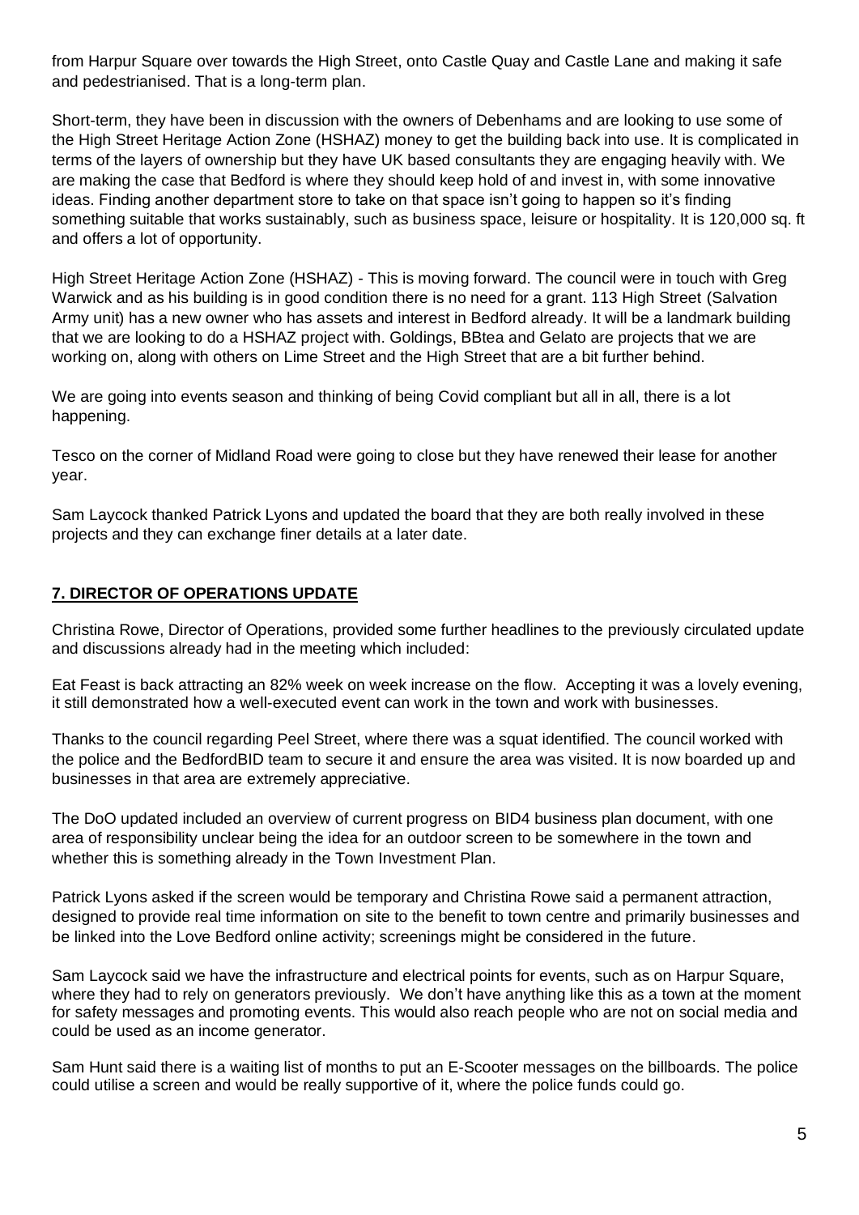from Harpur Square over towards the High Street, onto Castle Quay and Castle Lane and making it safe and pedestrianised. That is a long-term plan.

Short-term, they have been in discussion with the owners of Debenhams and are looking to use some of the High Street Heritage Action Zone (HSHAZ) money to get the building back into use. It is complicated in terms of the layers of ownership but they have UK based consultants they are engaging heavily with. We are making the case that Bedford is where they should keep hold of and invest in, with some innovative ideas. Finding another department store to take on that space isn't going to happen so it's finding something suitable that works sustainably, such as business space, leisure or hospitality. It is 120,000 sq. ft and offers a lot of opportunity.

High Street Heritage Action Zone (HSHAZ) - This is moving forward. The council were in touch with Greg Warwick and as his building is in good condition there is no need for a grant. 113 High Street (Salvation Army unit) has a new owner who has assets and interest in Bedford already. It will be a landmark building that we are looking to do a HSHAZ project with. Goldings, BBtea and Gelato are projects that we are working on, along with others on Lime Street and the High Street that are a bit further behind.

We are going into events season and thinking of being Covid compliant but all in all, there is a lot happening.

Tesco on the corner of Midland Road were going to close but they have renewed their lease for another year.

Sam Laycock thanked Patrick Lyons and updated the board that they are both really involved in these projects and they can exchange finer details at a later date.

## 7. DIRECTOR OF OPERATIONS UPDATE

Christina Rowe, Director of Operations, provided some further headlines to the previously circulated update and discussions already had in the meeting which included:

Eat Feast is back attracting an 82% week on week increase on the flow. Accepting it was a lovely evening, it still demonstrated how a well-executed event can work in the town and work with businesses.

Thanks to the council regarding Peel Street, where there was a squat identified. The council worked with the police and the BedfordBID team to secure it and ensure the area was visited. It is now boarded up and businesses in that area are extremely appreciative.

The DoO updated included an overview of current progress on BID4 business plan document, with one area of responsibility unclear being the idea for an outdoor screen to be somewhere in the town and whether this is something already in the Town Investment Plan.

Patrick Lyons asked if the screen would be temporary and Christina Rowe said a permanent attraction, designed to provide real time information on site to the benefit to town centre and primarily businesses and be linked into the Love Bedford online activity; screenings might be considered in the future.

Sam Laycock said we have the infrastructure and electrical points for events, such as on Harpur Square, where they had to rely on generators previously. We don't have anything like this as a town at the moment for safety messages and promoting events. This would also reach people who are not on social media and could be used as an income generator.

Sam Hunt said there is a waiting list of months to put an E-Scooter messages on the billboards. The police could utilise a screen and would be really supportive of it, where the police funds could go.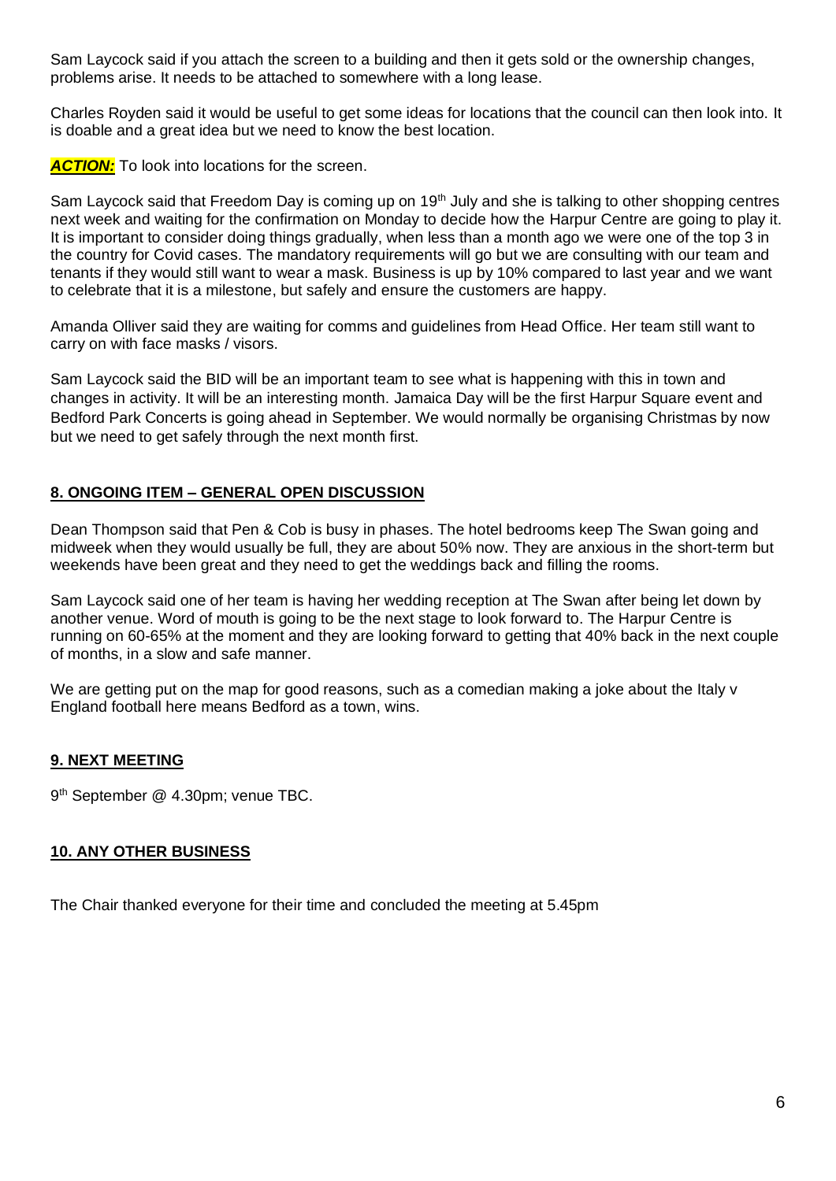Sam Laycock said if you attach the screen to a building and then it gets sold or the ownership changes, problems arise. It needs to be attached to somewhere with a long lease.

Charles Royden said it would be useful to get some ideas for locations that the council can then look into. It is doable and a great idea but we need to know the best location.

***ACTION:*** To look into locations for the screen.

Sam Laycock said that Freedom Day is coming up on 19th July and she is talking to other shopping centres next week and waiting for the confirmation on Monday to decide how the Harpur Centre are going to play it. It is important to consider doing things gradually, when less than a month ago we were one of the top 3 in the country for Covid cases. The mandatory requirements will go but we are consulting with our team and tenants if they would still want to wear a mask. Business is up by 10% compared to last year and we want to celebrate that it is a milestone, but safely and ensure the customers are happy.

Amanda Olliver said they are waiting for comms and guidelines from Head Office. Her team still want to carry on with face masks / visors.

Sam Laycock said the BID will be an important team to see what is happening with this in town and changes in activity. It will be an interesting month. Jamaica Day will be the first Harpur Square event and Bedford Park Concerts is going ahead in September. We would normally be organising Christmas by now but we need to get safely through the next month first.

## 8. ONGOING ITEM – GENERAL OPEN DISCUSSION

Dean Thompson said that Pen & Cob is busy in phases. The hotel bedrooms keep The Swan going and midweek when they would usually be full, they are about 50% now. They are anxious in the short-term but weekends have been great and they need to get the weddings back and filling the rooms.

Sam Laycock said one of her team is having her wedding reception at The Swan after being let down by another venue. Word of mouth is going to be the next stage to look forward to. The Harpur Centre is running on 60-65% at the moment and they are looking forward to getting that 40% back in the next couple of months, in a slow and safe manner.

We are getting put on the map for good reasons, such as a comedian making a joke about the Italy v England football here means Bedford as a town, wins.

## 9. NEXT MEETING

9th September @ 4.30pm; venue TBC.

## 10. ANY OTHER BUSINESS

The Chair thanked everyone for their time and concluded the meeting at 5.45pm